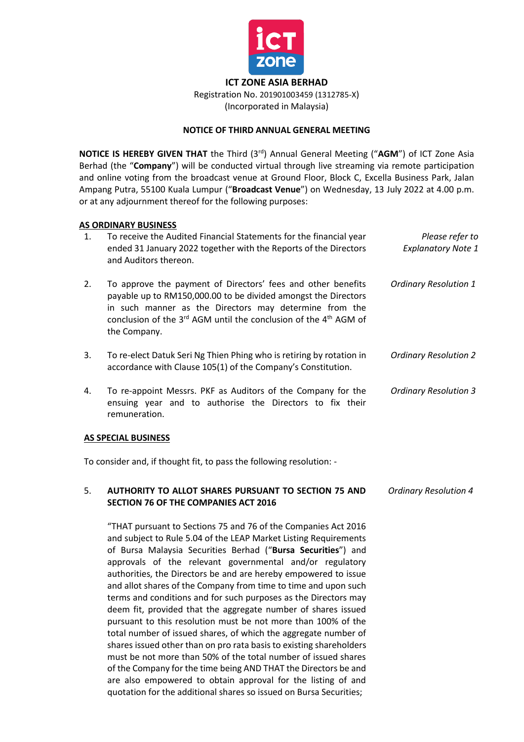**ICT ZONE ASIA BERHAD**

Registration No. 201901003459 (1312785-X)
(Incorporated in Malaysia)

## NOTICE OF THIRD ANNUAL GENERAL MEETING

**NOTICE IS HEREBY GIVEN THAT** the Third (3rd) Annual General Meeting ("**AGM**") of ICT Zone Asia Berhad (the "**Company**") will be conducted virtual through live streaming via remote participation and online voting from the broadcast venue at Ground Floor, Block C, Excella Business Park, Jalan Ampang Putra, 55100 Kuala Lumpur ("**Broadcast Venue**") on Wednesday, 13 July 2022 at 4.00 p.m. or at any adjournment thereof for the following purposes:

**AS ORDINARY BUSINESS**

1. To receive the Audited Financial Statements for the financial year ended 31 January 2022 together with the Reports of the Directors and Auditors thereon. — *Please refer to Explanatory Note 1*

2. To approve the payment of Directors' fees and other benefits payable up to RM150,000.00 to be divided amongst the Directors in such manner as the Directors may determine from the conclusion of the 3rd AGM until the conclusion of the 4th AGM of the Company. — *Ordinary Resolution 1*

3. To re-elect Datuk Seri Ng Thien Phing who is retiring by rotation in accordance with Clause 105(1) of the Company's Constitution. — *Ordinary Resolution 2*

4. To re-appoint Messrs. PKF as Auditors of the Company for the ensuing year and to authorise the Directors to fix their remuneration. — *Ordinary Resolution 3*

**AS SPECIAL BUSINESS**

To consider and, if thought fit, to pass the following resolution: -

5. **AUTHORITY TO ALLOT SHARES PURSUANT TO SECTION 75 AND SECTION 76 OF THE COMPANIES ACT 2016** — *Ordinary Resolution 4*

   "THAT pursuant to Sections 75 and 76 of the Companies Act 2016 and subject to Rule 5.04 of the LEAP Market Listing Requirements of Bursa Malaysia Securities Berhad ("**Bursa Securities**") and approvals of the relevant governmental and/or regulatory authorities, the Directors be and are hereby empowered to issue and allot shares of the Company from time to time and upon such terms and conditions and for such purposes as the Directors may deem fit, provided that the aggregate number of shares issued pursuant to this resolution must be not more than 100% of the total number of issued shares, of which the aggregate number of shares issued other than on pro rata basis to existing shareholders must be not more than 50% of the total number of issued shares of the Company for the time being AND THAT the Directors be and are also empowered to obtain approval for the listing of and quotation for the additional shares so issued on Bursa Securities;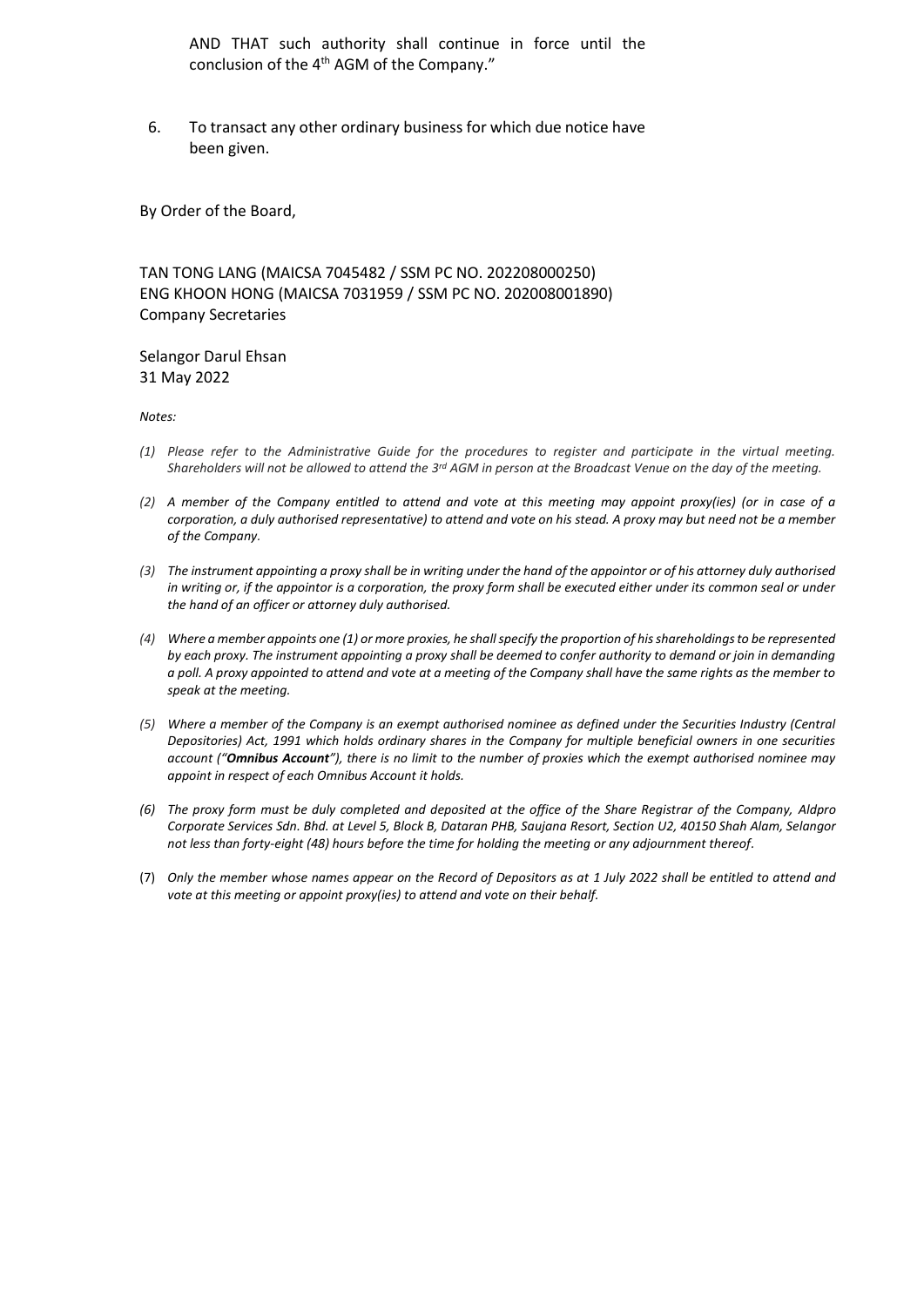AND THAT such authority shall continue in force until the conclusion of the 4th AGM of the Company."

6. To transact any other ordinary business for which due notice have been given.

By Order of the Board,

TAN TONG LANG (MAICSA 7045482 / SSM PC NO. 202208000250)
ENG KHOON HONG (MAICSA 7031959 / SSM PC NO. 202008001890)
Company Secretaries

Selangor Darul Ehsan
31 May 2022

*Notes:*

*(1) Please refer to the Administrative Guide for the procedures to register and participate in the virtual meeting. Shareholders will not be allowed to attend the 3rd AGM in person at the Broadcast Venue on the day of the meeting.*

*(2) A member of the Company entitled to attend and vote at this meeting may appoint proxy(ies) (or in case of a corporation, a duly authorised representative) to attend and vote on his stead. A proxy may but need not be a member of the Company.*

*(3) The instrument appointing a proxy shall be in writing under the hand of the appointor or of his attorney duly authorised in writing or, if the appointor is a corporation, the proxy form shall be executed either under its common seal or under the hand of an officer or attorney duly authorised.*

*(4) Where a member appoints one (1) or more proxies, he shall specify the proportion of his shareholdings to be represented by each proxy. The instrument appointing a proxy shall be deemed to confer authority to demand or join in demanding a poll. A proxy appointed to attend and vote at a meeting of the Company shall have the same rights as the member to speak at the meeting.*

*(5) Where a member of the Company is an exempt authorised nominee as defined under the Securities Industry (Central Depositories) Act, 1991 which holds ordinary shares in the Company for multiple beneficial owners in one securities account ("**Omnibus Account**"), there is no limit to the number of proxies which the exempt authorised nominee may appoint in respect of each Omnibus Account it holds.*

*(6) The proxy form must be duly completed and deposited at the office of the Share Registrar of the Company, Aldpro Corporate Services Sdn. Bhd. at Level 5, Block B, Dataran PHB, Saujana Resort, Section U2, 40150 Shah Alam, Selangor not less than forty-eight (48) hours before the time for holding the meeting or any adjournment thereof.*

(7) *Only the member whose names appear on the Record of Depositors as at 1 July 2022 shall be entitled to attend and vote at this meeting or appoint proxy(ies) to attend and vote on their behalf.*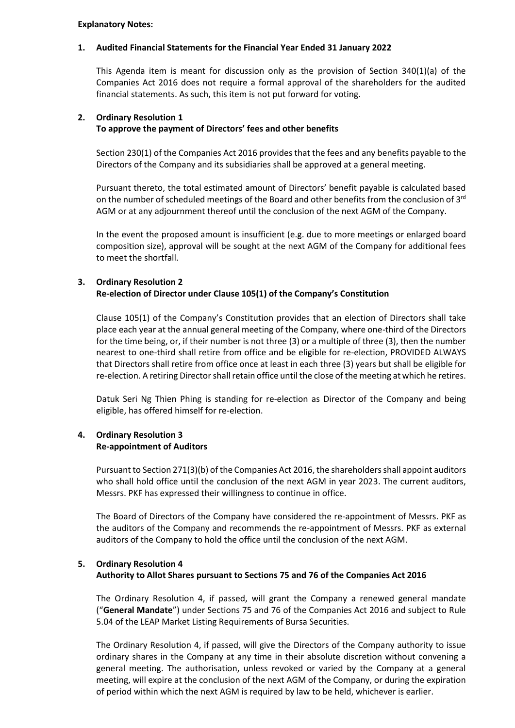**Explanatory Notes:**

**1. Audited Financial Statements for the Financial Year Ended 31 January 2022**

This Agenda item is meant for discussion only as the provision of Section 340(1)(a) of the Companies Act 2016 does not require a formal approval of the shareholders for the audited financial statements. As such, this item is not put forward for voting.

**2. Ordinary Resolution 1**
**To approve the payment of Directors' fees and other benefits**

Section 230(1) of the Companies Act 2016 provides that the fees and any benefits payable to the Directors of the Company and its subsidiaries shall be approved at a general meeting.

Pursuant thereto, the total estimated amount of Directors' benefit payable is calculated based on the number of scheduled meetings of the Board and other benefits from the conclusion of 3rd AGM or at any adjournment thereof until the conclusion of the next AGM of the Company.

In the event the proposed amount is insufficient (e.g. due to more meetings or enlarged board composition size), approval will be sought at the next AGM of the Company for additional fees to meet the shortfall.

**3. Ordinary Resolution 2**
**Re-election of Director under Clause 105(1) of the Company's Constitution**

Clause 105(1) of the Company's Constitution provides that an election of Directors shall take place each year at the annual general meeting of the Company, where one-third of the Directors for the time being, or, if their number is not three (3) or a multiple of three (3), then the number nearest to one-third shall retire from office and be eligible for re-election, PROVIDED ALWAYS that Directors shall retire from office once at least in each three (3) years but shall be eligible for re-election. A retiring Director shall retain office until the close of the meeting at which he retires.

Datuk Seri Ng Thien Phing is standing for re-election as Director of the Company and being eligible, has offered himself for re-election.

**4. Ordinary Resolution 3**
**Re-appointment of Auditors**

Pursuant to Section 271(3)(b) of the Companies Act 2016, the shareholders shall appoint auditors who shall hold office until the conclusion of the next AGM in year 2023. The current auditors, Messrs. PKF has expressed their willingness to continue in office.

The Board of Directors of the Company have considered the re-appointment of Messrs. PKF as the auditors of the Company and recommends the re-appointment of Messrs. PKF as external auditors of the Company to hold the office until the conclusion of the next AGM.

**5. Ordinary Resolution 4**
**Authority to Allot Shares pursuant to Sections 75 and 76 of the Companies Act 2016**

The Ordinary Resolution 4, if passed, will grant the Company a renewed general mandate ("**General Mandate**") under Sections 75 and 76 of the Companies Act 2016 and subject to Rule 5.04 of the LEAP Market Listing Requirements of Bursa Securities.

The Ordinary Resolution 4, if passed, will give the Directors of the Company authority to issue ordinary shares in the Company at any time in their absolute discretion without convening a general meeting. The authorisation, unless revoked or varied by the Company at a general meeting, will expire at the conclusion of the next AGM of the Company, or during the expiration of period within which the next AGM is required by law to be held, whichever is earlier.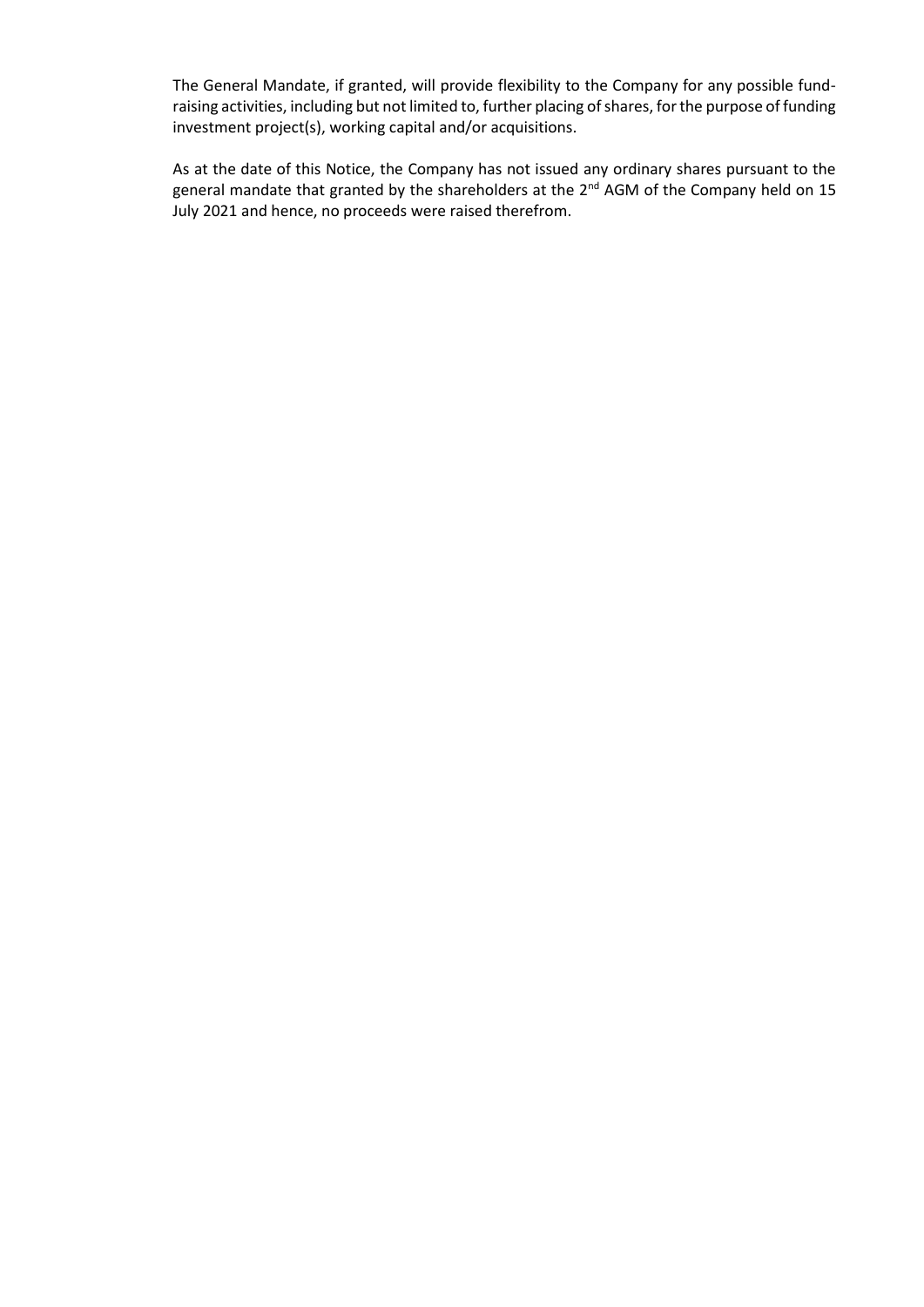The General Mandate, if granted, will provide flexibility to the Company for any possible fund-raising activities, including but not limited to, further placing of shares, for the purpose of funding investment project(s), working capital and/or acquisitions.

As at the date of this Notice, the Company has not issued any ordinary shares pursuant to the general mandate that granted by the shareholders at the 2nd AGM of the Company held on 15 July 2021 and hence, no proceeds were raised therefrom.